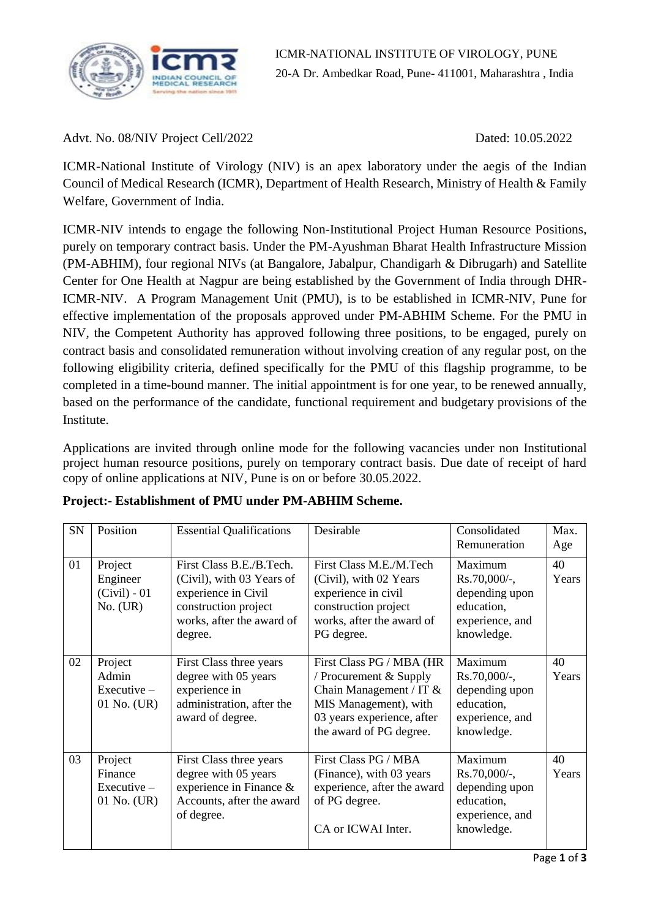ICMR-NATIONAL INSTITUTE OF VIROLOGY, PUNE
20-A Dr. Ambedkar Road, Pune- 411001, Maharashtra , India

Advt. No. 08/NIV Project Cell/2022 Dated: 10.05.2022

ICMR-National Institute of Virology (NIV) is an apex laboratory under the aegis of the Indian Council of Medical Research (ICMR), Department of Health Research, Ministry of Health & Family Welfare, Government of India.

ICMR-NIV intends to engage the following Non-Institutional Project Human Resource Positions, purely on temporary contract basis. Under the PM-Ayushman Bharat Health Infrastructure Mission (PM-ABHIM), four regional NIVs (at Bangalore, Jabalpur, Chandigarh & Dibrugarh) and Satellite Center for One Health at Nagpur are being established by the Government of India through DHR-ICMR-NIV. A Program Management Unit (PMU), is to be established in ICMR-NIV, Pune for effective implementation of the proposals approved under PM-ABHIM Scheme. For the PMU in NIV, the Competent Authority has approved following three positions, to be engaged, purely on contract basis and consolidated remuneration without involving creation of any regular post, on the following eligibility criteria, defined specifically for the PMU of this flagship programme, to be completed in a time-bound manner. The initial appointment is for one year, to be renewed annually, based on the performance of the candidate, functional requirement and budgetary provisions of the Institute.

Applications are invited through online mode for the following vacancies under non Institutional project human resource positions, purely on temporary contract basis. Due date of receipt of hard copy of online applications at NIV, Pune is on or before 30.05.2022.

**Project:- Establishment of PMU under PM-ABHIM Scheme.**

| SN | Position | Essential Qualifications | Desirable | Consolidated Remuneration | Max. Age |
|---|---|---|---|---|---|
| 01 | Project Engineer (Civil) - 01 No. (UR) | First Class B.E./B.Tech. (Civil), with 03 Years of experience in Civil construction project works, after the award of degree. | First Class M.E./M.Tech (Civil), with 02 Years experience in civil construction project works, after the award of PG degree. | Maximum Rs.70,000/-, depending upon education, experience, and knowledge. | 40 Years |
| 02 | Project Admin Executive – 01 No. (UR) | First Class three years degree with 05 years experience in administration, after the award of degree. | First Class PG / MBA (HR / Procurement & Supply Chain Management / IT & MIS Management), with 03 years experience, after the award of PG degree. | Maximum Rs.70,000/-, depending upon education, experience, and knowledge. | 40 Years |
| 03 | Project Finance Executive – 01 No. (UR) | First Class three years degree with 05 years experience in Finance & Accounts, after the award of degree. | First Class PG / MBA (Finance), with 03 years experience, after the award of PG degree.<br><br>CA or ICWAI Inter. | Maximum Rs.70,000/-, depending upon education, experience, and knowledge. | 40 Years |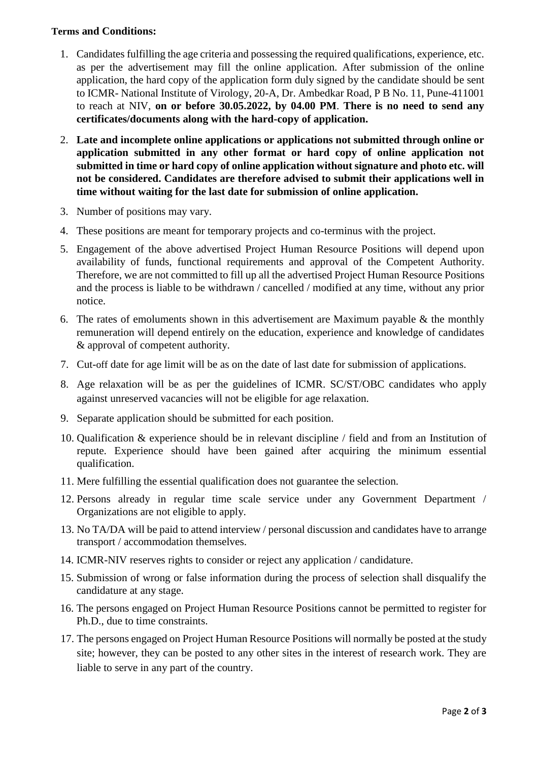**Terms and Conditions:**

1. Candidates fulfilling the age criteria and possessing the required qualifications, experience, etc. as per the advertisement may fill the online application. After submission of the online application, the hard copy of the application form duly signed by the candidate should be sent to ICMR- National Institute of Virology, 20-A, Dr. Ambedkar Road, P B No. 11, Pune-411001 to reach at NIV, **on or before 30.05.2022, by 04.00 PM**. **There is no need to send any certificates/documents along with the hard-copy of application.**
2. **Late and incomplete online applications or applications not submitted through online or application submitted in any other format or hard copy of online application not submitted in time or hard copy of online application without signature and photo etc. will not be considered. Candidates are therefore advised to submit their applications well in time without waiting for the last date for submission of online application.**
3. Number of positions may vary.
4. These positions are meant for temporary projects and co-terminus with the project.
5. Engagement of the above advertised Project Human Resource Positions will depend upon availability of funds, functional requirements and approval of the Competent Authority. Therefore, we are not committed to fill up all the advertised Project Human Resource Positions and the process is liable to be withdrawn / cancelled / modified at any time, without any prior notice.
6. The rates of emoluments shown in this advertisement are Maximum payable & the monthly remuneration will depend entirely on the education, experience and knowledge of candidates & approval of competent authority.
7. Cut-off date for age limit will be as on the date of last date for submission of applications.
8. Age relaxation will be as per the guidelines of ICMR. SC/ST/OBC candidates who apply against unreserved vacancies will not be eligible for age relaxation.
9. Separate application should be submitted for each position.
10. Qualification & experience should be in relevant discipline / field and from an Institution of repute. Experience should have been gained after acquiring the minimum essential qualification.
11. Mere fulfilling the essential qualification does not guarantee the selection.
12. Persons already in regular time scale service under any Government Department / Organizations are not eligible to apply.
13. No TA/DA will be paid to attend interview / personal discussion and candidates have to arrange transport / accommodation themselves.
14. ICMR-NIV reserves rights to consider or reject any application / candidature.
15. Submission of wrong or false information during the process of selection shall disqualify the candidature at any stage.
16. The persons engaged on Project Human Resource Positions cannot be permitted to register for Ph.D., due to time constraints.
17. The persons engaged on Project Human Resource Positions will normally be posted at the study site; however, they can be posted to any other sites in the interest of research work. They are liable to serve in any part of the country.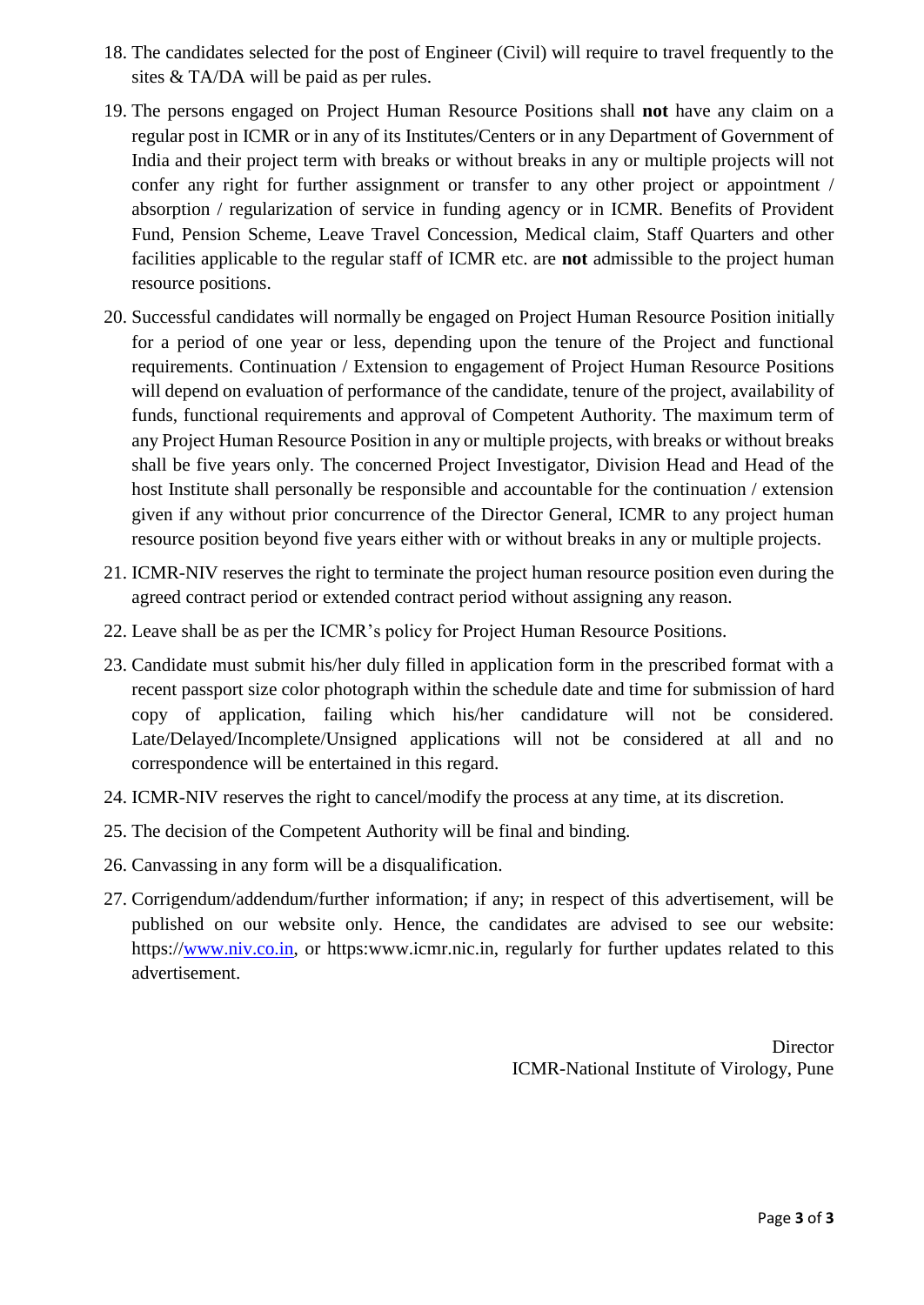18. The candidates selected for the post of Engineer (Civil) will require to travel frequently to the sites & TA/DA will be paid as per rules.
19. The persons engaged on Project Human Resource Positions shall **not** have any claim on a regular post in ICMR or in any of its Institutes/Centers or in any Department of Government of India and their project term with breaks or without breaks in any or multiple projects will not confer any right for further assignment or transfer to any other project or appointment / absorption / regularization of service in funding agency or in ICMR. Benefits of Provident Fund, Pension Scheme, Leave Travel Concession, Medical claim, Staff Quarters and other facilities applicable to the regular staff of ICMR etc. are **not** admissible to the project human resource positions.
20. Successful candidates will normally be engaged on Project Human Resource Position initially for a period of one year or less, depending upon the tenure of the Project and functional requirements. Continuation / Extension to engagement of Project Human Resource Positions will depend on evaluation of performance of the candidate, tenure of the project, availability of funds, functional requirements and approval of Competent Authority. The maximum term of any Project Human Resource Position in any or multiple projects, with breaks or without breaks shall be five years only. The concerned Project Investigator, Division Head and Head of the host Institute shall personally be responsible and accountable for the continuation / extension given if any without prior concurrence of the Director General, ICMR to any project human resource position beyond five years either with or without breaks in any or multiple projects.
21. ICMR-NIV reserves the right to terminate the project human resource position even during the agreed contract period or extended contract period without assigning any reason.
22. Leave shall be as per the ICMR's policy for Project Human Resource Positions.
23. Candidate must submit his/her duly filled in application form in the prescribed format with a recent passport size color photograph within the schedule date and time for submission of hard copy of application, failing which his/her candidature will not be considered. Late/Delayed/Incomplete/Unsigned applications will not be considered at all and no correspondence will be entertained in this regard.
24. ICMR-NIV reserves the right to cancel/modify the process at any time, at its discretion.
25. The decision of the Competent Authority will be final and binding.
26. Canvassing in any form will be a disqualification.
27. Corrigendum/addendum/further information; if any; in respect of this advertisement, will be published on our website only. Hence, the candidates are advised to see our website: https://www.niv.co.in, or https:www.icmr.nic.in, regularly for further updates related to this advertisement.

Director
ICMR-National Institute of Virology, Pune